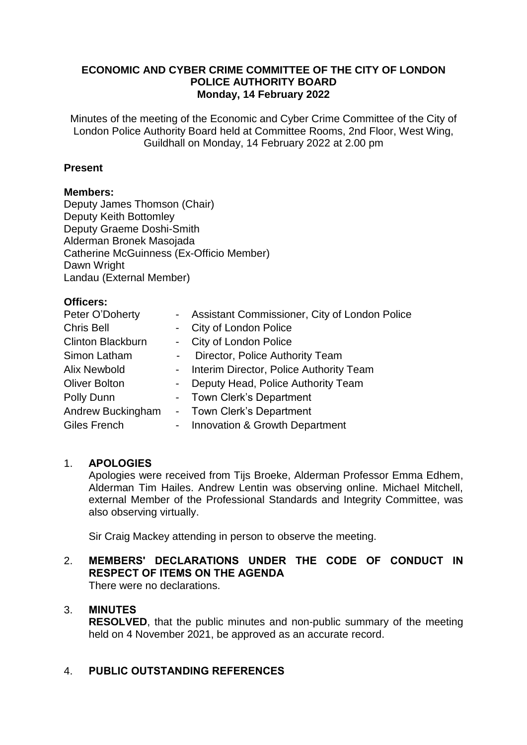**ECONOMIC AND CYBER CRIME COMMITTEE OF THE CITY OF LONDON POLICE AUTHORITY BOARD**
**Monday, 14 February 2022**

Minutes of the meeting of the Economic and Cyber Crime Committee of the City of London Police Authority Board held at Committee Rooms, 2nd Floor, West Wing, Guildhall on Monday, 14 February 2022 at 2.00 pm

**Present**

**Members:**
Deputy James Thomson (Chair)
Deputy Keith Bottomley
Deputy Graeme Doshi-Smith
Alderman Bronek Masojada
Catherine McGuinness (Ex-Officio Member)
Dawn Wright
Landau (External Member)

**Officers:**

| | | |
|---|---|---|
| Peter O'Doherty | - | Assistant Commissioner, City of London Police |
| Chris Bell | - | City of London Police |
| Clinton Blackburn | - | City of London Police |
| Simon Latham | - | Director, Police Authority Team |
| Alix Newbold | - | Interim Director, Police Authority Team |
| Oliver Bolton | - | Deputy Head, Police Authority Team |
| Polly Dunn | - | Town Clerk's Department |
| Andrew Buckingham | - | Town Clerk's Department |
| Giles French | - | Innovation & Growth Department |

1. **APOLOGIES**
   Apologies were received from Tijs Broeke, Alderman Professor Emma Edhem, Alderman Tim Hailes. Andrew Lentin was observing online. Michael Mitchell, external Member of the Professional Standards and Integrity Committee, was also observing virtually.

   Sir Craig Mackey attending in person to observe the meeting.

2. **MEMBERS' DECLARATIONS UNDER THE CODE OF CONDUCT IN RESPECT OF ITEMS ON THE AGENDA**
   There were no declarations.

3. **MINUTES**
   **RESOLVED**, that the public minutes and non-public summary of the meeting held on 4 November 2021, be approved as an accurate record.

4. **PUBLIC OUTSTANDING REFERENCES**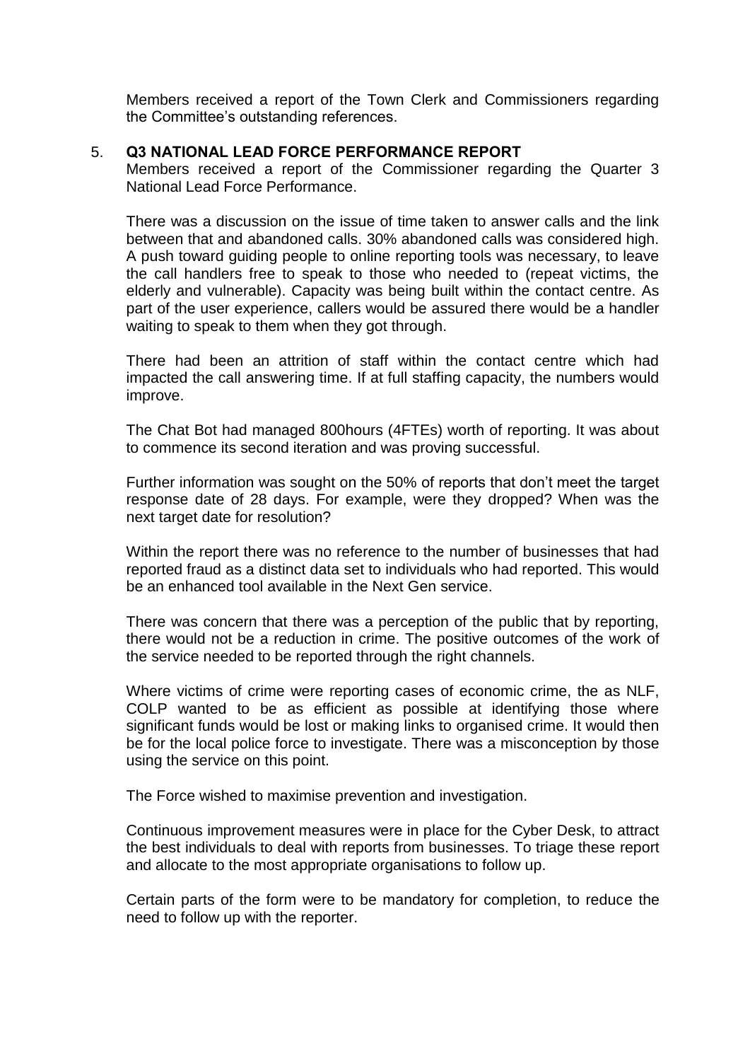Members received a report of the Town Clerk and Commissioners regarding the Committee's outstanding references.

5. **Q3 NATIONAL LEAD FORCE PERFORMANCE REPORT**

Members received a report of the Commissioner regarding the Quarter 3 National Lead Force Performance.

There was a discussion on the issue of time taken to answer calls and the link between that and abandoned calls. 30% abandoned calls was considered high. A push toward guiding people to online reporting tools was necessary, to leave the call handlers free to speak to those who needed to (repeat victims, the elderly and vulnerable). Capacity was being built within the contact centre. As part of the user experience, callers would be assured there would be a handler waiting to speak to them when they got through.

There had been an attrition of staff within the contact centre which had impacted the call answering time. If at full staffing capacity, the numbers would improve.

The Chat Bot had managed 800hours (4FTEs) worth of reporting. It was about to commence its second iteration and was proving successful.

Further information was sought on the 50% of reports that don't meet the target response date of 28 days. For example, were they dropped? When was the next target date for resolution?

Within the report there was no reference to the number of businesses that had reported fraud as a distinct data set to individuals who had reported. This would be an enhanced tool available in the Next Gen service.

There was concern that there was a perception of the public that by reporting, there would not be a reduction in crime. The positive outcomes of the work of the service needed to be reported through the right channels.

Where victims of crime were reporting cases of economic crime, the as NLF, COLP wanted to be as efficient as possible at identifying those where significant funds would be lost or making links to organised crime. It would then be for the local police force to investigate. There was a misconception by those using the service on this point.

The Force wished to maximise prevention and investigation.

Continuous improvement measures were in place for the Cyber Desk, to attract the best individuals to deal with reports from businesses. To triage these report and allocate to the most appropriate organisations to follow up.

Certain parts of the form were to be mandatory for completion, to reduce the need to follow up with the reporter.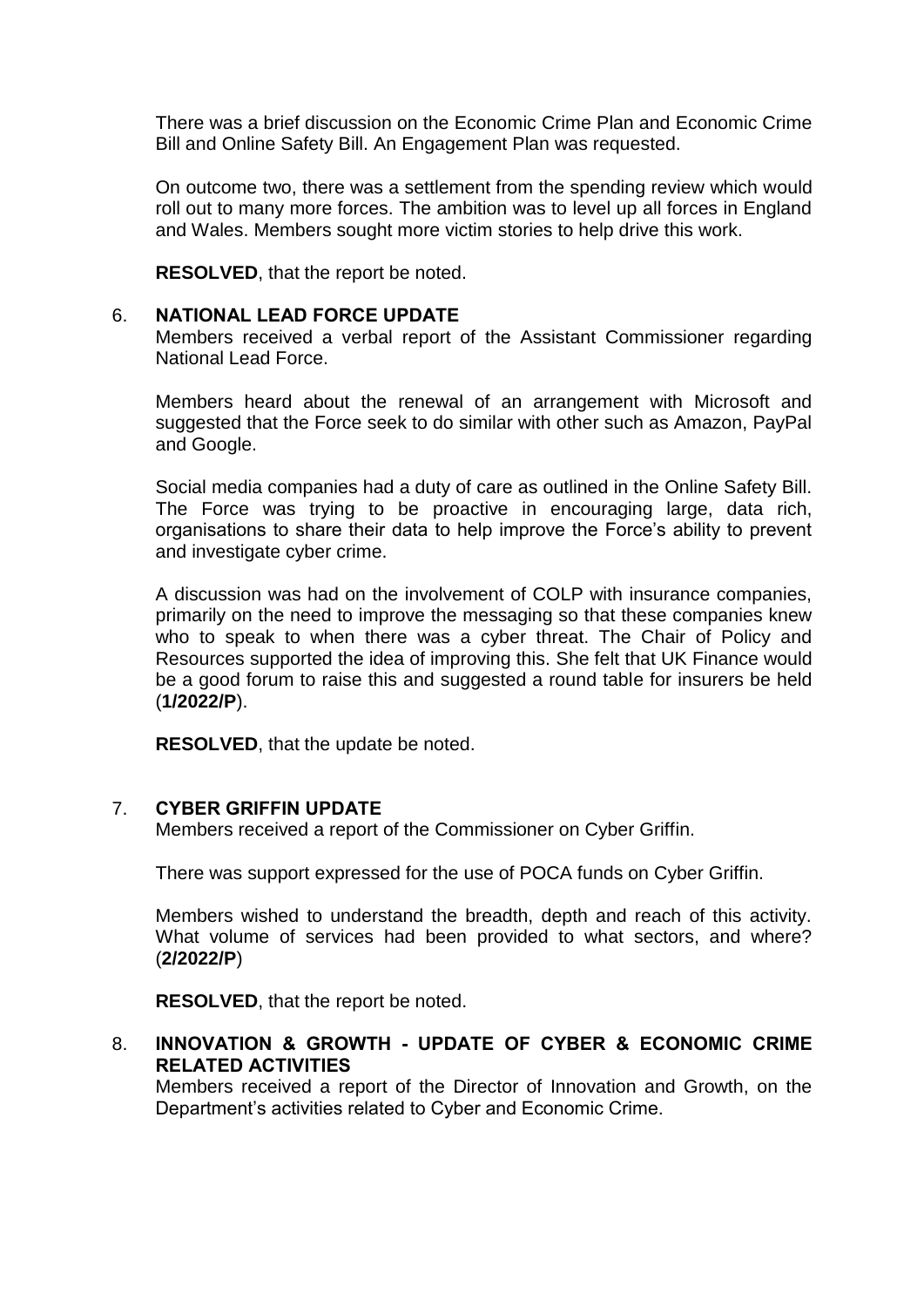There was a brief discussion on the Economic Crime Plan and Economic Crime Bill and Online Safety Bill. An Engagement Plan was requested.

On outcome two, there was a settlement from the spending review which would roll out to many more forces. The ambition was to level up all forces in England and Wales. Members sought more victim stories to help drive this work.

**RESOLVED**, that the report be noted.

## 6. NATIONAL LEAD FORCE UPDATE

Members received a verbal report of the Assistant Commissioner regarding National Lead Force.

Members heard about the renewal of an arrangement with Microsoft and suggested that the Force seek to do similar with other such as Amazon, PayPal and Google.

Social media companies had a duty of care as outlined in the Online Safety Bill. The Force was trying to be proactive in encouraging large, data rich, organisations to share their data to help improve the Force's ability to prevent and investigate cyber crime.

A discussion was had on the involvement of COLP with insurance companies, primarily on the need to improve the messaging so that these companies knew who to speak to when there was a cyber threat. The Chair of Policy and Resources supported the idea of improving this. She felt that UK Finance would be a good forum to raise this and suggested a round table for insurers be held (**1/2022/P**).

**RESOLVED**, that the update be noted.

## 7. CYBER GRIFFIN UPDATE

Members received a report of the Commissioner on Cyber Griffin.

There was support expressed for the use of POCA funds on Cyber Griffin.

Members wished to understand the breadth, depth and reach of this activity. What volume of services had been provided to what sectors, and where? (**2/2022/P**)

**RESOLVED**, that the report be noted.

## 8. INNOVATION & GROWTH - UPDATE OF CYBER & ECONOMIC CRIME RELATED ACTIVITIES

Members received a report of the Director of Innovation and Growth, on the Department's activities related to Cyber and Economic Crime.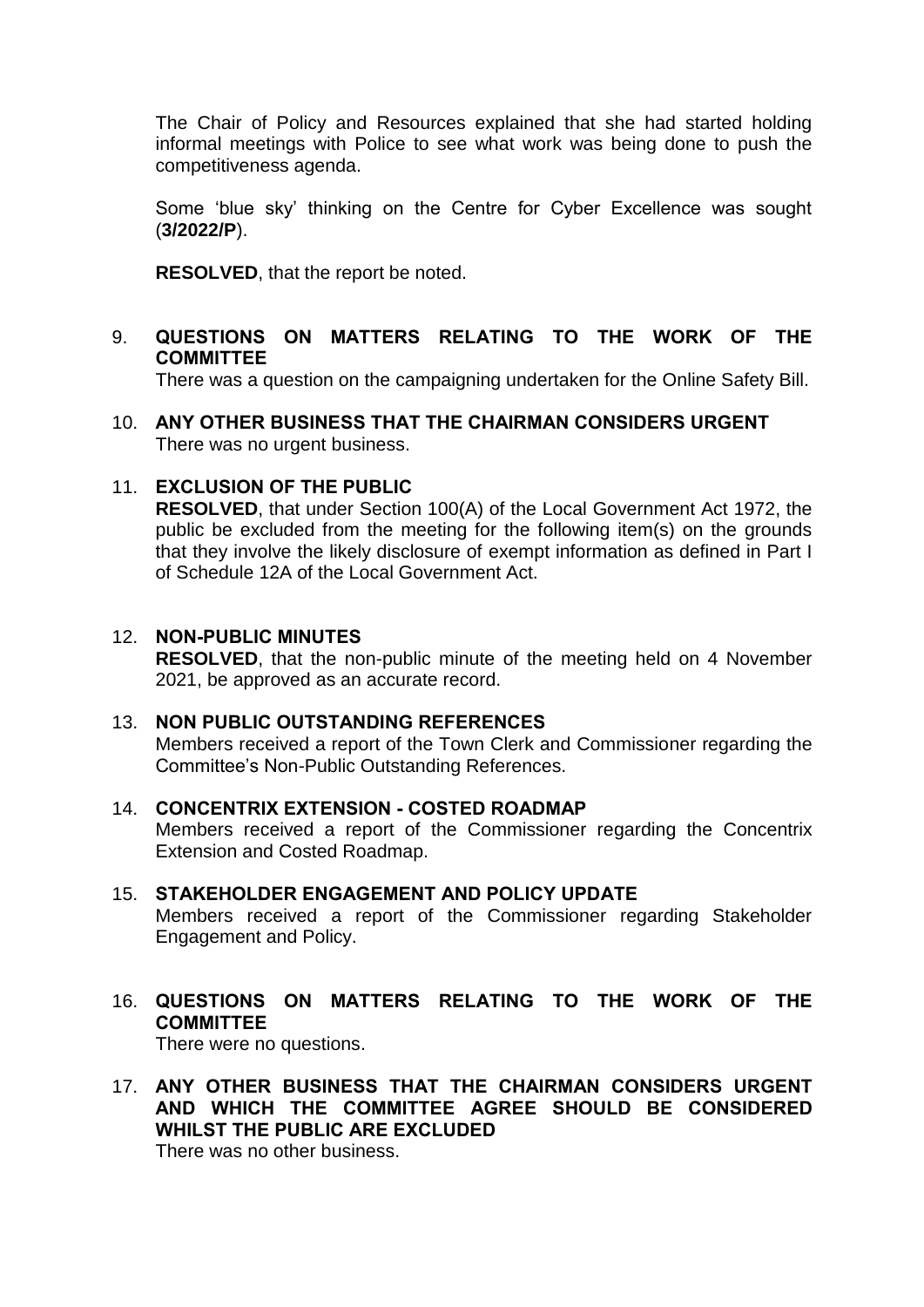The Chair of Policy and Resources explained that she had started holding informal meetings with Police to see what work was being done to push the competitiveness agenda.

Some 'blue sky' thinking on the Centre for Cyber Excellence was sought (**3/2022/P**).

**RESOLVED**, that the report be noted.

9. **QUESTIONS ON MATTERS RELATING TO THE WORK OF THE COMMITTEE**
   There was a question on the campaigning undertaken for the Online Safety Bill.

10. **ANY OTHER BUSINESS THAT THE CHAIRMAN CONSIDERS URGENT**
    There was no urgent business.

11. **EXCLUSION OF THE PUBLIC**
    **RESOLVED**, that under Section 100(A) of the Local Government Act 1972, the public be excluded from the meeting for the following item(s) on the grounds that they involve the likely disclosure of exempt information as defined in Part I of Schedule 12A of the Local Government Act.

12. **NON-PUBLIC MINUTES**
    **RESOLVED**, that the non-public minute of the meeting held on 4 November 2021, be approved as an accurate record.

13. **NON PUBLIC OUTSTANDING REFERENCES**
    Members received a report of the Town Clerk and Commissioner regarding the Committee's Non-Public Outstanding References.

14. **CONCENTRIX EXTENSION - COSTED ROADMAP**
    Members received a report of the Commissioner regarding the Concentrix Extension and Costed Roadmap.

15. **STAKEHOLDER ENGAGEMENT AND POLICY UPDATE**
    Members received a report of the Commissioner regarding Stakeholder Engagement and Policy.

16. **QUESTIONS ON MATTERS RELATING TO THE WORK OF THE COMMITTEE**
    There were no questions.

17. **ANY OTHER BUSINESS THAT THE CHAIRMAN CONSIDERS URGENT AND WHICH THE COMMITTEE AGREE SHOULD BE CONSIDERED WHILST THE PUBLIC ARE EXCLUDED**
    There was no other business.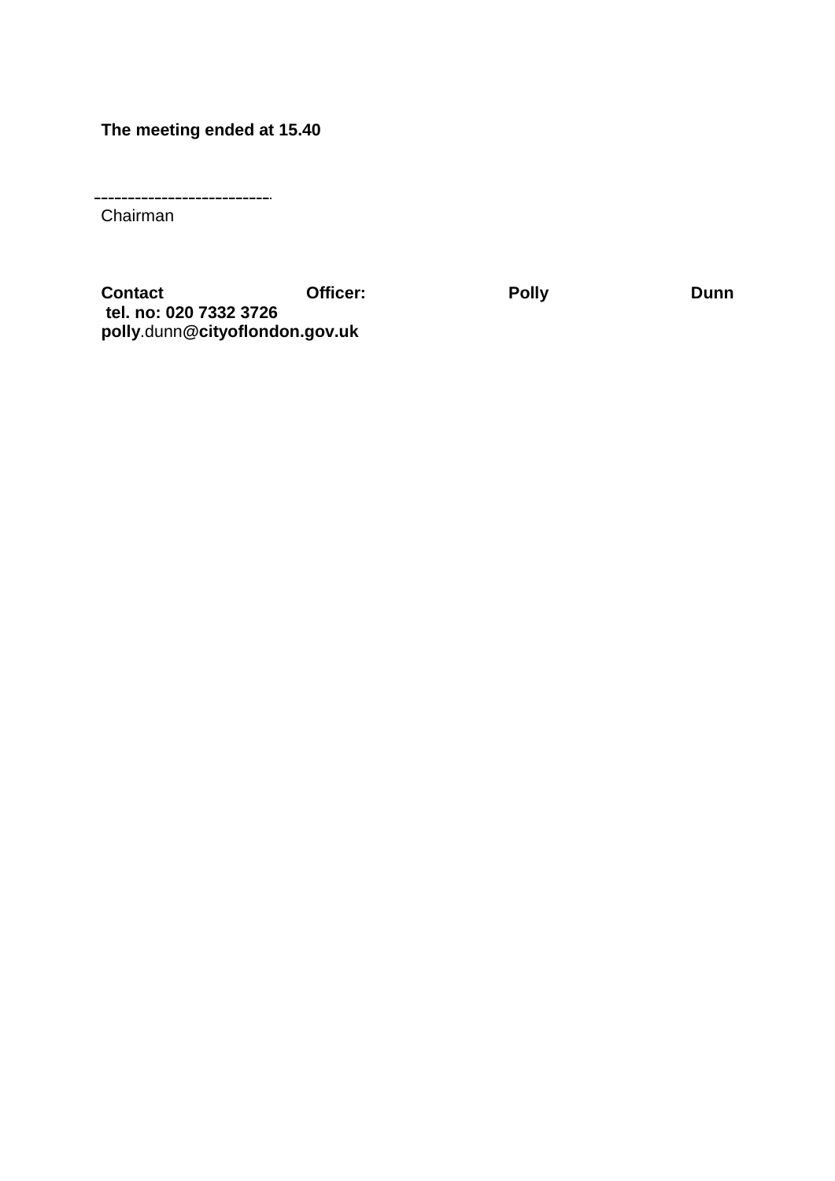**The meeting ended at 15.40**

---

Chairman

**Contact Officer: Polly Dunn**
**tel. no: 020 7332 3726**
**polly**.dunn@**cityoflondon.gov.uk**